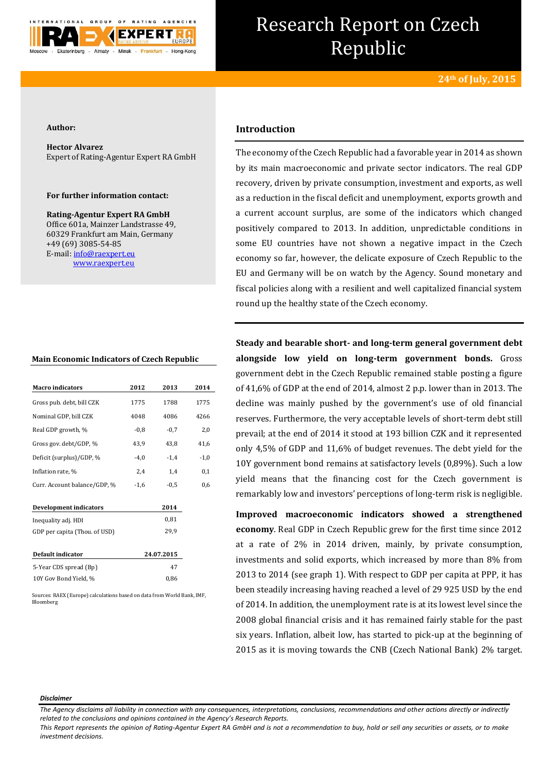# Research Report on Czech Republic

**24th of July, 2015**

**Author:**

**Hector Alvarez**
Expert of Rating-Agentur Expert RA GmbH

**For further information contact:**

**Rating-Agentur Expert RA GmbH**
Office 601a, Mainzer Landstrasse 49,
60329 Frankfurt am Main, Germany
+49 (69) 3085-54-85
E-mail: info@raexpert.eu
www.raexpert.eu

## Introduction

The economy of the Czech Republic had a favorable year in 2014 as shown by its main macroeconomic and private sector indicators. The real GDP recovery, driven by private consumption, investment and exports, as well as a reduction in the fiscal deficit and unemployment, exports growth and a current account surplus, are some of the indicators which changed positively compared to 2013. In addition, unpredictable conditions in some EU countries have not shown a negative impact in the Czech economy so far, however, the delicate exposure of Czech Republic to the EU and Germany will be on watch by the Agency. Sound monetary and fiscal policies along with a resilient and well capitalized financial system round up the healthy state of the Czech economy.

**Main Economic Indicators of Czech Republic**

| Macro indicators | 2012 | 2013 | 2014 |
|---|---|---|---|
| Gross pub. debt, bill CZK | 1775 | 1788 | 1775 |
| Nominal GDP, bill CZK | 4048 | 4086 | 4266 |
| Real GDP growth, % | -0,8 | -0,7 | 2,0 |
| Gross gov. debt/GDP, % | 43,9 | 43,8 | 41,6 |
| Deficit (surplus)/GDP, % | -4,0 | -1,4 | -1,0 |
| Inflation rate, % | 2,4 | 1,4 | 0,1 |
| Curr. Account balance/GDP, % | -1,6 | -0,5 | 0,6 |

| Development indicators | 2014 |
|---|---|
| Inequality adj. HDI | 0,81 |
| GDP per capita (Thou. of USD) | 29,9 |

| Default indicator | 24.07.2015 |
|---|---|
| 5-Year CDS spread (Bp) | 47 |
| 10Y Gov Bond Yield, % | 0,86 |

Sources: RAEX (Europe) calculations based on data from World Bank, IMF, Bloomberg

**Steady and bearable short- and long-term general government debt alongside low yield on long-term government bonds.** Gross government debt in the Czech Republic remained stable posting a figure of 41,6% of GDP at the end of 2014, almost 2 p.p. lower than in 2013. The decline was mainly pushed by the government's use of old financial reserves. Furthermore, the very acceptable levels of short-term debt still prevail; at the end of 2014 it stood at 193 billion CZK and it represented only 4,5% of GDP and 11,6% of budget revenues. The debt yield for the 10Y government bond remains at satisfactory levels (0,89%). Such a low yield means that the financing cost for the Czech government is remarkably low and investors' perceptions of long-term risk is negligible.

**Improved macroeconomic indicators showed a strengthened economy**. Real GDP in Czech Republic grew for the first time since 2012 at a rate of 2% in 2014 driven, mainly, by private consumption, investments and solid exports, which increased by more than 8% from 2013 to 2014 (see graph 1). With respect to GDP per capita at PPP, it has been steadily increasing having reached a level of 29 925 USD by the end of 2014. In addition, the unemployment rate is at its lowest level since the 2008 global financial crisis and it has remained fairly stable for the past six years. Inflation, albeit low, has started to pick-up at the beginning of 2015 as it is moving towards the CNB (Czech National Bank) 2% target.

*Disclaimer*

*The Agency disclaims all liability in connection with any consequences, interpretations, conclusions, recommendations and other actions directly or indirectly related to the conclusions and opinions contained in the Agency's Research Reports.*
*This Report represents the opinion of Rating-Agentur Expert RA GmbH and is not a recommendation to buy, hold or sell any securities or assets, or to make investment decisions.*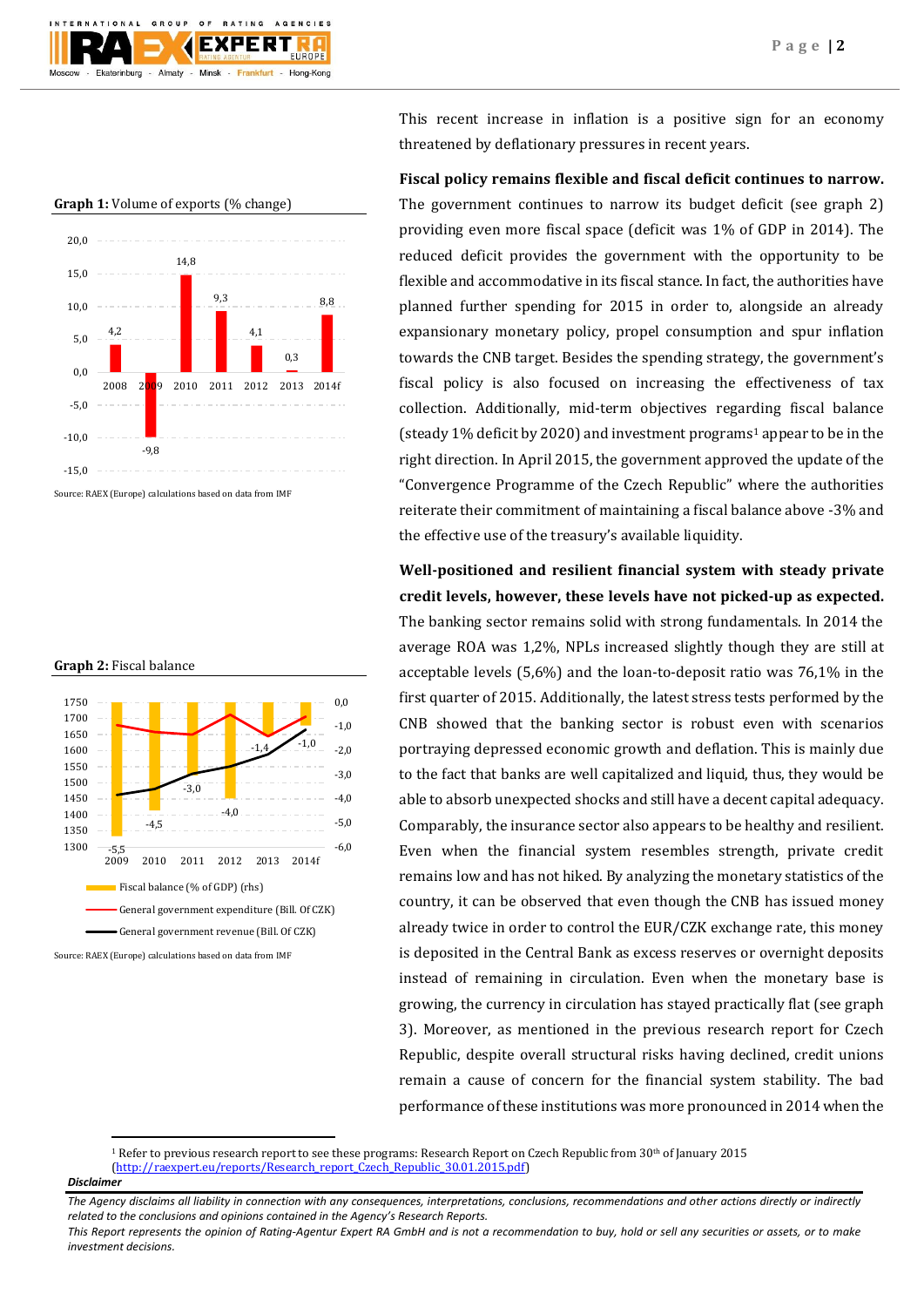**Graph 1:** Volume of exports (% change)

Source: RAEX (Europe) calculations based on data from IMF

**Graph 2:** Fiscal balance

Source: RAEX (Europe) calculations based on data from IMF

This recent increase in inflation is a positive sign for an economy threatened by deflationary pressures in recent years.

**Fiscal policy remains flexible and fiscal deficit continues to narrow.** The government continues to narrow its budget deficit (see graph 2) providing even more fiscal space (deficit was 1% of GDP in 2014). The reduced deficit provides the government with the opportunity to be flexible and accommodative in its fiscal stance. In fact, the authorities have planned further spending for 2015 in order to, alongside an already expansionary monetary policy, propel consumption and spur inflation towards the CNB target. Besides the spending strategy, the government's fiscal policy is also focused on increasing the effectiveness of tax collection. Additionally, mid-term objectives regarding fiscal balance (steady 1% deficit by 2020) and investment programs[1] appear to be in the right direction. In April 2015, the government approved the update of the "Convergence Programme of the Czech Republic" where the authorities reiterate their commitment of maintaining a fiscal balance above -3% and the effective use of the treasury's available liquidity.

**Well-positioned and resilient financial system with steady private credit levels, however, these levels have not picked-up as expected.** The banking sector remains solid with strong fundamentals. In 2014 the average ROA was 1,2%, NPLs increased slightly though they are still at acceptable levels (5,6%) and the loan-to-deposit ratio was 76,1% in the first quarter of 2015. Additionally, the latest stress tests performed by the CNB showed that the banking sector is robust even with scenarios portraying depressed economic growth and deflation. This is mainly due to the fact that banks are well capitalized and liquid, thus, they would be able to absorb unexpected shocks and still have a decent capital adequacy. Comparably, the insurance sector also appears to be healthy and resilient. Even when the financial system resembles strength, private credit remains low and has not hiked. By analyzing the monetary statistics of the country, it can be observed that even though the CNB has issued money already twice in order to control the EUR/CZK exchange rate, this money is deposited in the Central Bank as excess reserves or overnight deposits instead of remaining in circulation. Even when the monetary base is growing, the currency in circulation has stayed practically flat (see graph 3). Moreover, as mentioned in the previous research report for Czech Republic, despite overall structural risks having declined, credit unions remain a cause of concern for the financial system stability. The bad performance of these institutions was more pronounced in 2014 when the

[1] Refer to previous research report to see these programs: Research Report on Czech Republic from 30th of January 2015 (http://raexpert.eu/reports/Research_report_Czech_Republic_30.01.2015.pdf)

***Disclaimer***

*The Agency disclaims all liability in connection with any consequences, interpretations, conclusions, recommendations and other actions directly or indirectly related to the conclusions and opinions contained in the Agency's Research Reports.*

*This Report represents the opinion of Rating-Agentur Expert RA GmbH and is not a recommendation to buy, hold or sell any securities or assets, or to make investment decisions.*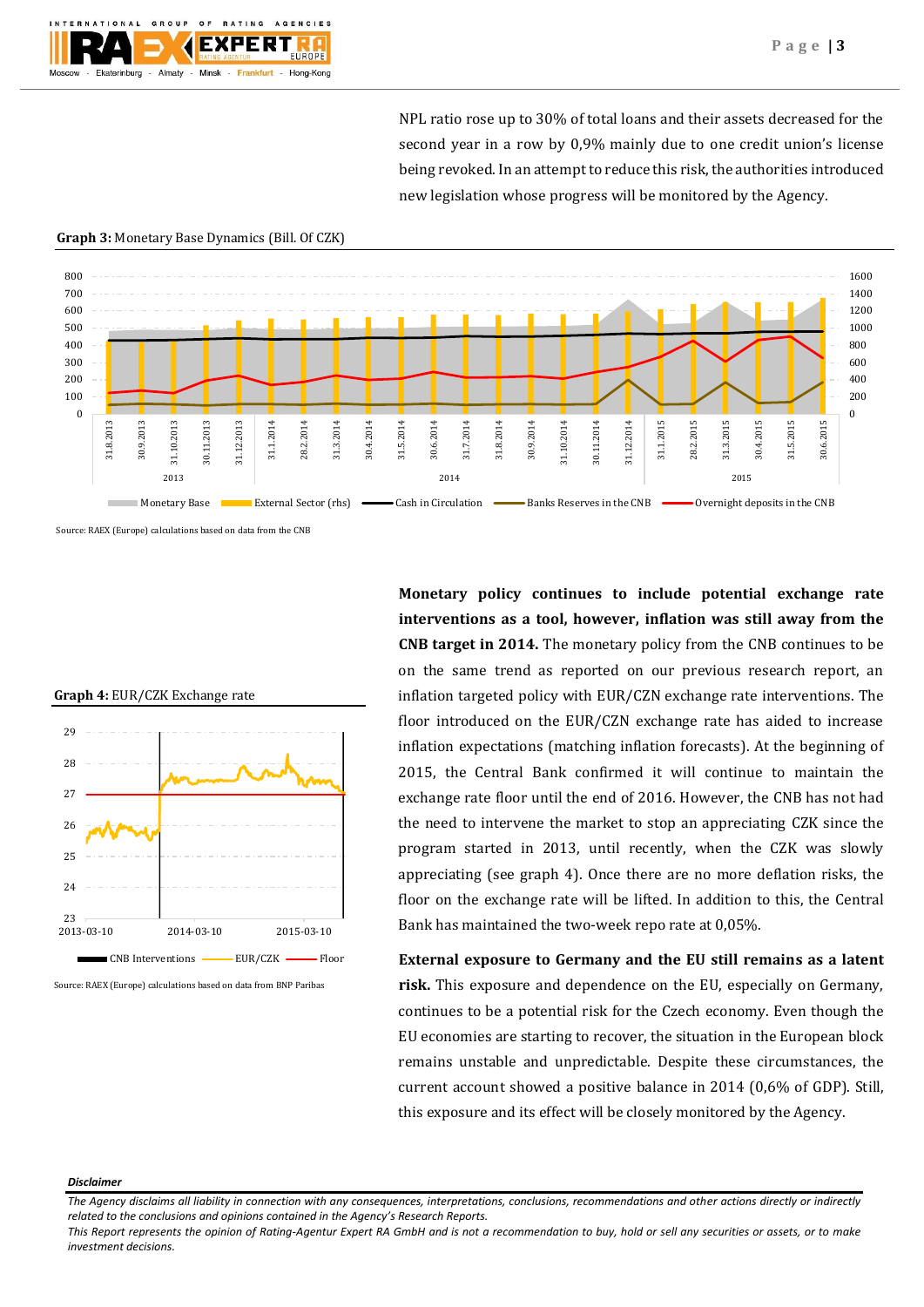NPL ratio rose up to 30% of total loans and their assets decreased for the second year in a row by 0,9% mainly due to one credit union's license being revoked. In an attempt to reduce this risk, the authorities introduced new legislation whose progress will be monitored by the Agency.

**Graph 3:** Monetary Base Dynamics (Bill. Of CZK)

Source: RAEX (Europe) calculations based on data from the CNB

**Graph 4:** EUR/CZK Exchange rate

Source: RAEX (Europe) calculations based on data from BNP Paribas

**Monetary policy continues to include potential exchange rate interventions as a tool, however, inflation was still away from the CNB target in 2014.** The monetary policy from the CNB continues to be on the same trend as reported on our previous research report, an inflation targeted policy with EUR/CZN exchange rate interventions. The floor introduced on the EUR/CZN exchange rate has aided to increase inflation expectations (matching inflation forecasts). At the beginning of 2015, the Central Bank confirmed it will continue to maintain the exchange rate floor until the end of 2016. However, the CNB has not had the need to intervene the market to stop an appreciating CZK since the program started in 2013, until recently, when the CZK was slowly appreciating (see graph 4). Once there are no more deflation risks, the floor on the exchange rate will be lifted. In addition to this, the Central Bank has maintained the two-week repo rate at 0,05%.

**External exposure to Germany and the EU still remains as a latent risk.** This exposure and dependence on the EU, especially on Germany, continues to be a potential risk for the Czech economy. Even though the EU economies are starting to recover, the situation in the European block remains unstable and unpredictable. Despite these circumstances, the current account showed a positive balance in 2014 (0,6% of GDP). Still, this exposure and its effect will be closely monitored by the Agency.

***Disclaimer***

*The Agency disclaims all liability in connection with any consequences, interpretations, conclusions, recommendations and other actions directly or indirectly related to the conclusions and opinions contained in the Agency's Research Reports.*
*This Report represents the opinion of Rating-Agentur Expert RA GmbH and is not a recommendation to buy, hold or sell any securities or assets, or to make investment decisions.*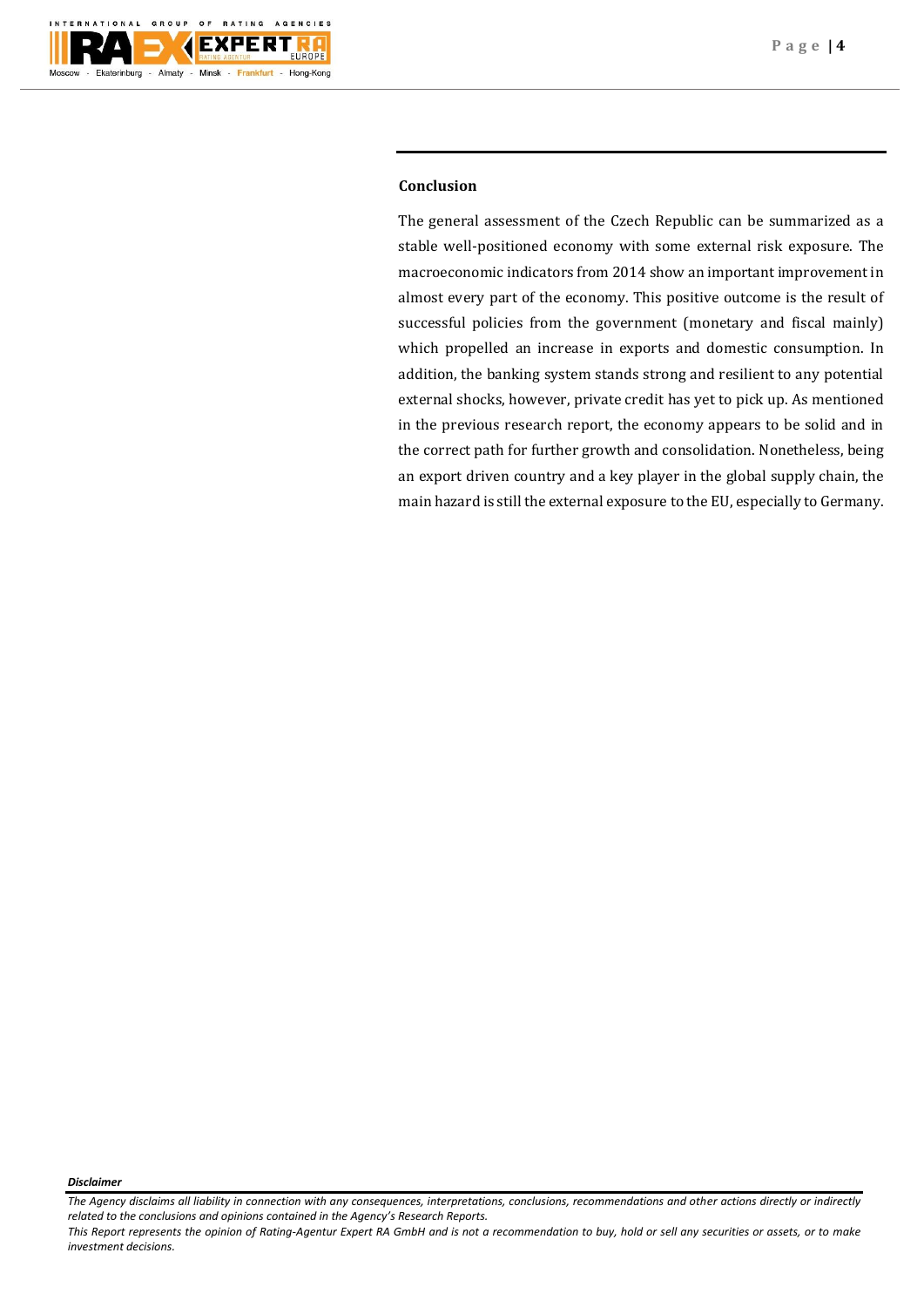**Conclusion**

The general assessment of the Czech Republic can be summarized as a stable well-positioned economy with some external risk exposure. The macroeconomic indicators from 2014 show an important improvement in almost every part of the economy. This positive outcome is the result of successful policies from the government (monetary and fiscal mainly) which propelled an increase in exports and domestic consumption. In addition, the banking system stands strong and resilient to any potential external shocks, however, private credit has yet to pick up. As mentioned in the previous research report, the economy appears to be solid and in the correct path for further growth and consolidation. Nonetheless, being an export driven country and a key player in the global supply chain, the main hazard is still the external exposure to the EU, especially to Germany.

***Disclaimer***

*The Agency disclaims all liability in connection with any consequences, interpretations, conclusions, recommendations and other actions directly or indirectly related to the conclusions and opinions contained in the Agency's Research Reports.*

*This Report represents the opinion of Rating-Agentur Expert RA GmbH and is not a recommendation to buy, hold or sell any securities or assets, or to make investment decisions.*